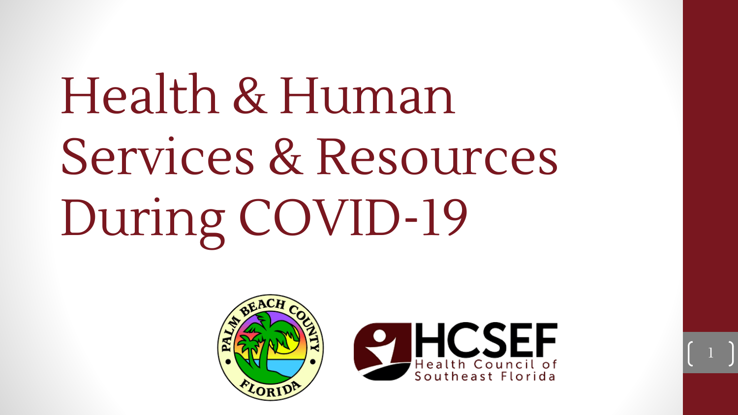# Health & Human Services & Resources During COVID-19

HCSEF Health Council of Southeast Florida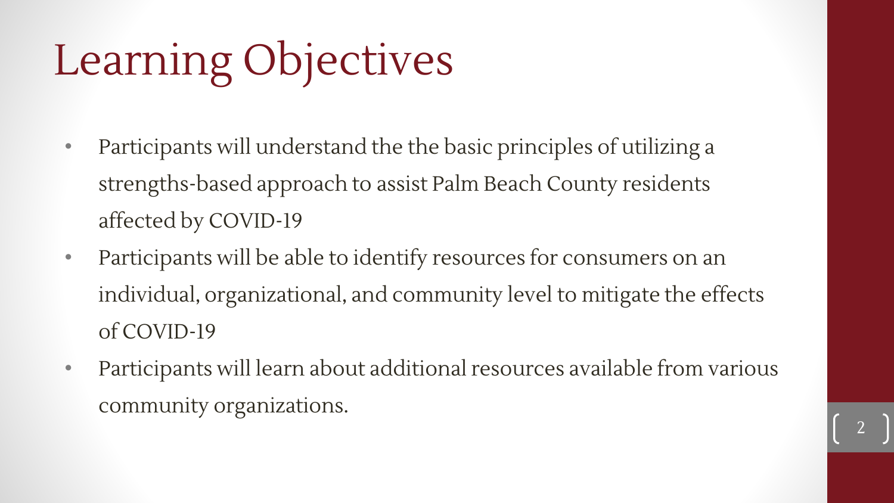# Learning Objectives

- Participants will understand the the basic principles of utilizing a strengths-based approach to assist Palm Beach County residents affected by COVID-19
- Participants will be able to identify resources for consumers on an individual, organizational, and community level to mitigate the effects of COVID-19
- Participants will learn about additional resources available from various community organizations.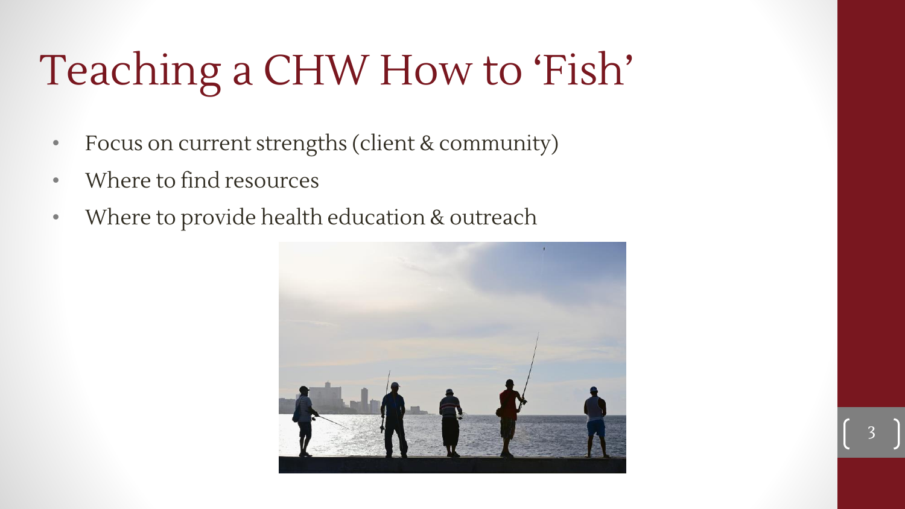# Teaching a CHW How to 'Fish'

- Focus on current strengths (client & community)
- Where to find resources
- Where to provide health education & outreach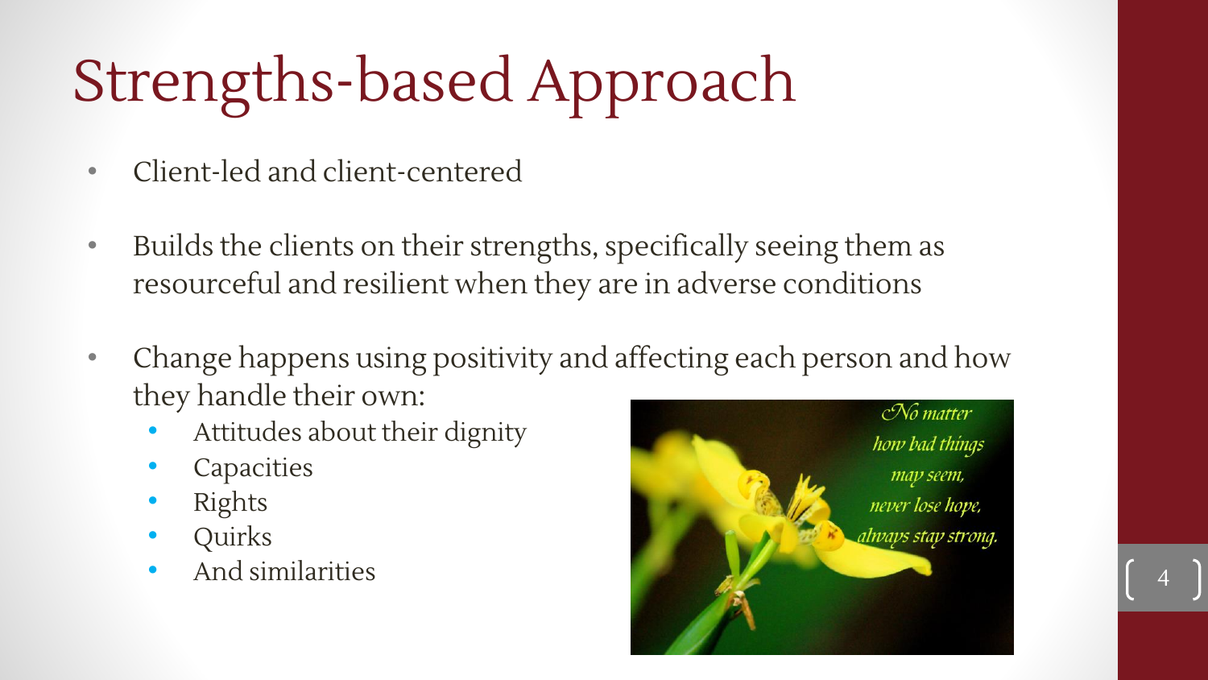# Strengths-based Approach

- Client-led and client-centered
- Builds the clients on their strengths, specifically seeing them as resourceful and resilient when they are in adverse conditions
- Change happens using positivity and affecting each person and how they handle their own:
  - Attitudes about their dignity
  - Capacities
  - Rights
  - Quirks
  - And similarities

*No matter how bad things may seem, never lose hope, always stay strong.*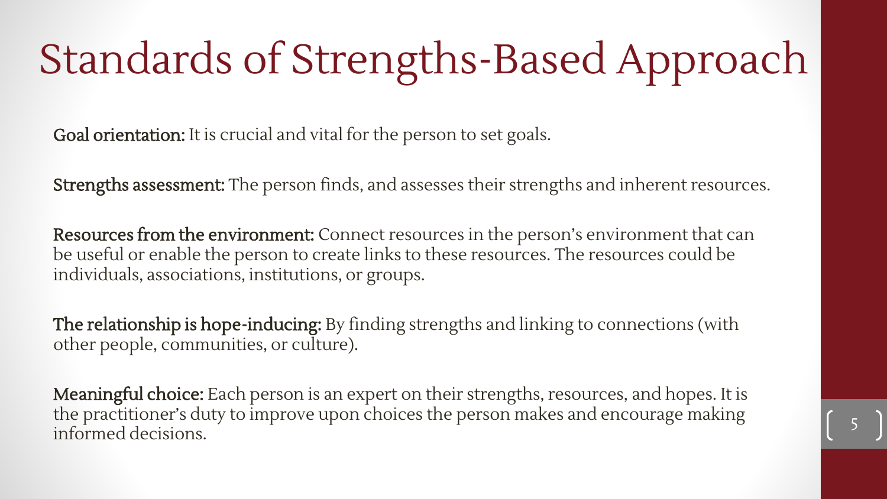# Standards of Strengths-Based Approach

**Goal orientation:** It is crucial and vital for the person to set goals.

**Strengths assessment:** The person finds, and assesses their strengths and inherent resources.

**Resources from the environment:** Connect resources in the person's environment that can be useful or enable the person to create links to these resources. The resources could be individuals, associations, institutions, or groups.

**The relationship is hope-inducing:** By finding strengths and linking to connections (with other people, communities, or culture).

**Meaningful choice:** Each person is an expert on their strengths, resources, and hopes. It is the practitioner's duty to improve upon choices the person makes and encourage making informed decisions.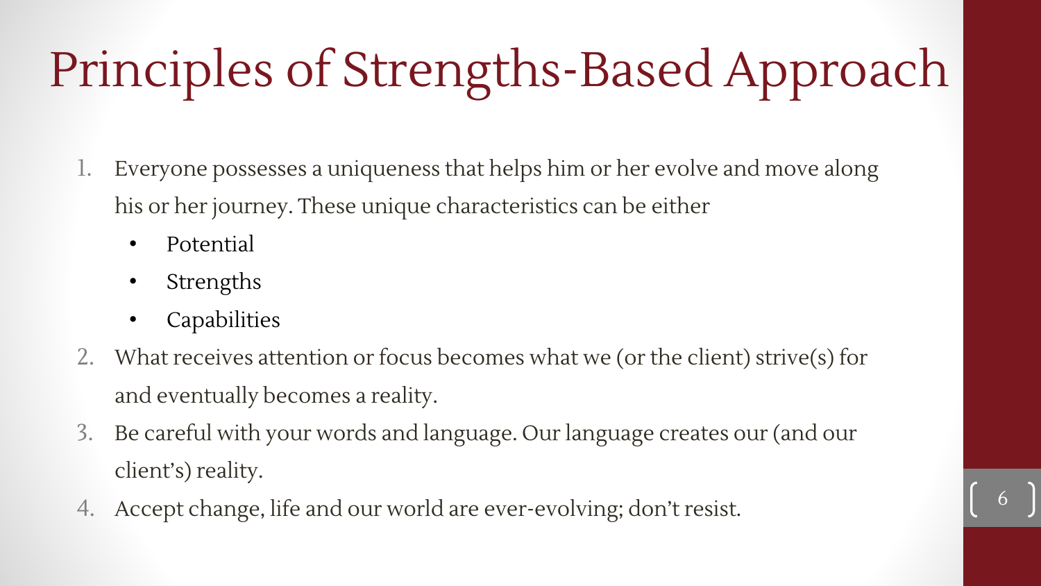# Principles of Strengths-Based Approach

1. Everyone possesses a uniqueness that helps him or her evolve and move along his or her journey. These unique characteristics can be either
   - Potential
   - Strengths
   - Capabilities
2. What receives attention or focus becomes what we (or the client) strive(s) for and eventually becomes a reality.
3. Be careful with your words and language. Our language creates our (and our client's) reality.
4. Accept change, life and our world are ever-evolving; don't resist.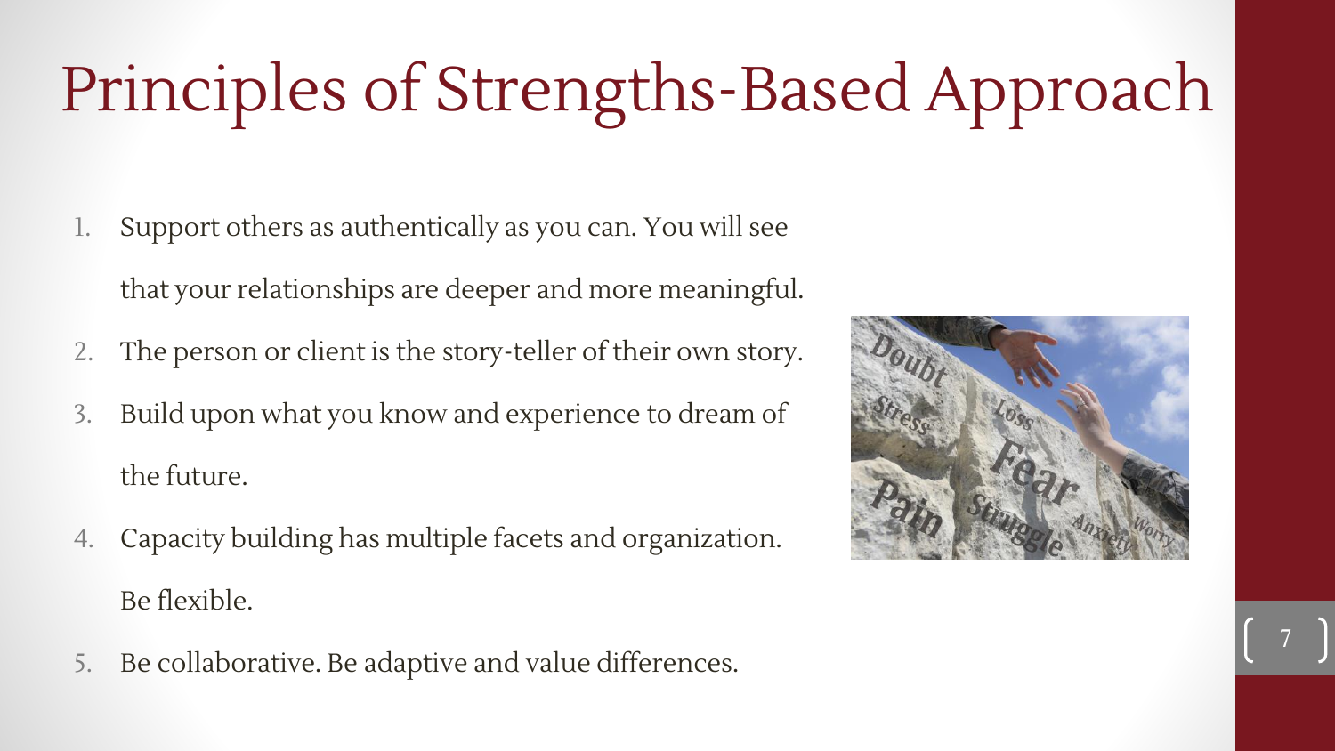# Principles of Strengths-Based Approach

1. Support others as authentically as you can. You will see that your relationships are deeper and more meaningful.
2. The person or client is the story-teller of their own story.
3. Build upon what you know and experience to dream of the future.
4. Capacity building has multiple facets and organization. Be flexible.
5. Be collaborative. Be adaptive and value differences.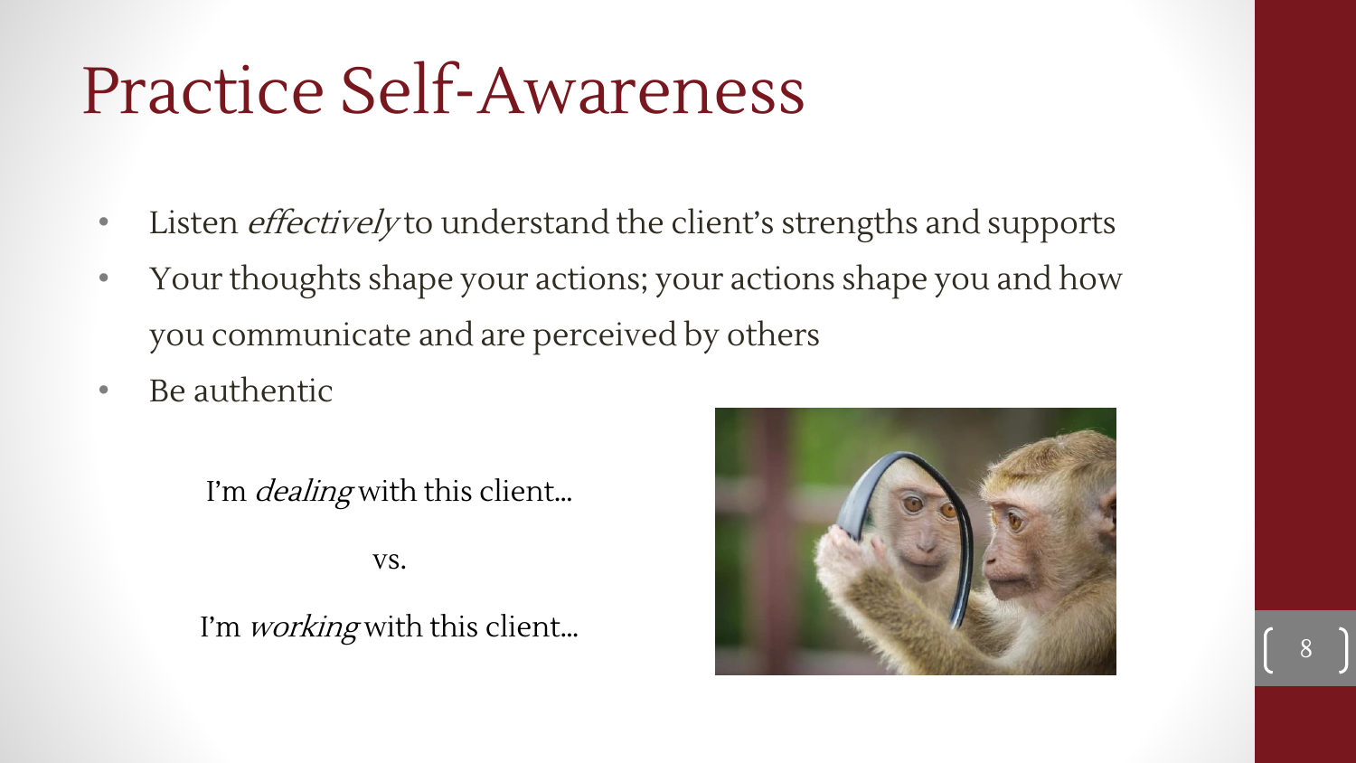# Practice Self-Awareness

- Listen *effectively* to understand the client's strengths and supports
- Your thoughts shape your actions; your actions shape you and how you communicate and are perceived by others
- Be authentic

I'm *dealing* with this client…

vs.

I'm *working* with this client…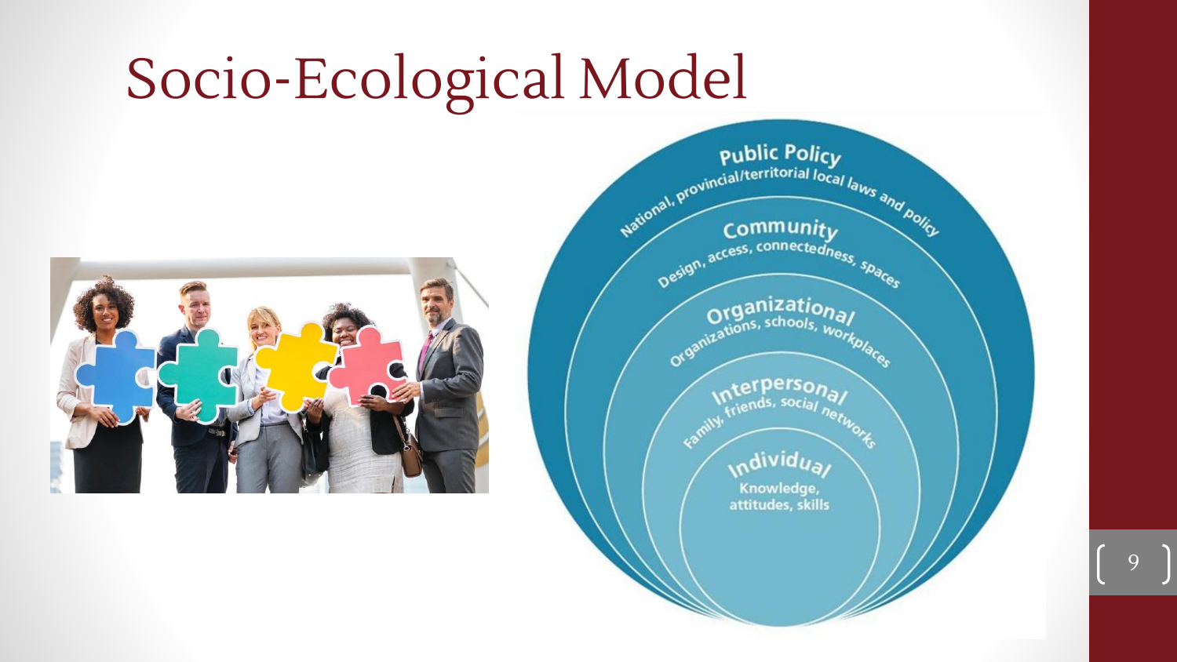# Socio-Ecological Model

**Public Policy**
National, provincial/territorial local laws and policy

**Community**
Design, access, connectedness, spaces

**Organizational**
Organizations, schools, workplaces

**Interpersonal**
Family, friends, social networks

**Individual**
Knowledge, attitudes, skills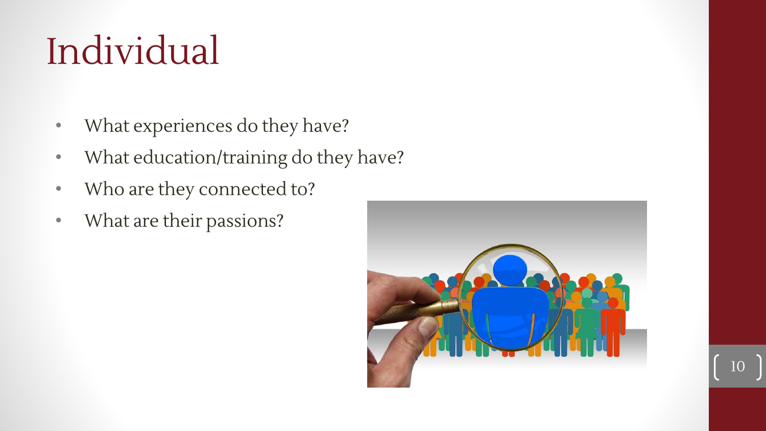# Individual

- What experiences do they have?
- What education/training do they have?
- Who are they connected to?
- What are their passions?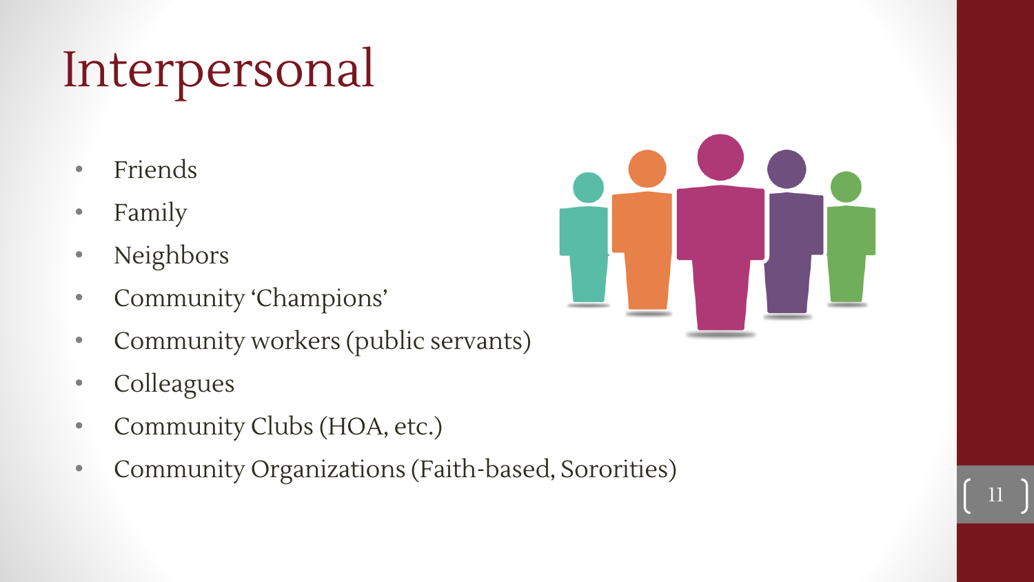# Interpersonal

- Friends
- Family
- Neighbors
- Community 'Champions'
- Community workers (public servants)
- Colleagues
- Community Clubs (HOA, etc.)
- Community Organizations (Faith-based, Sororities)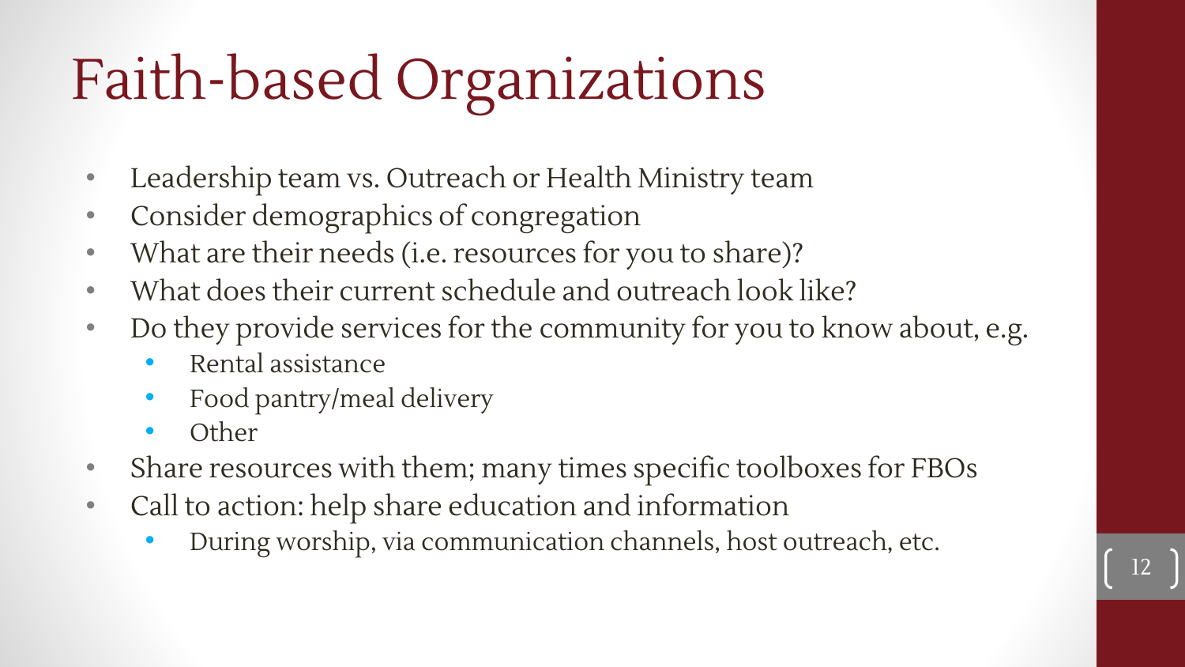# Faith-based Organizations

- Leadership team vs. Outreach or Health Ministry team
- Consider demographics of congregation
- What are their needs (i.e. resources for you to share)?
- What does their current schedule and outreach look like?
- Do they provide services for the community for you to know about, e.g.
  - Rental assistance
  - Food pantry/meal delivery
  - Other
- Share resources with them; many times specific toolboxes for FBOs
- Call to action: help share education and information
  - During worship, via communication channels, host outreach, etc.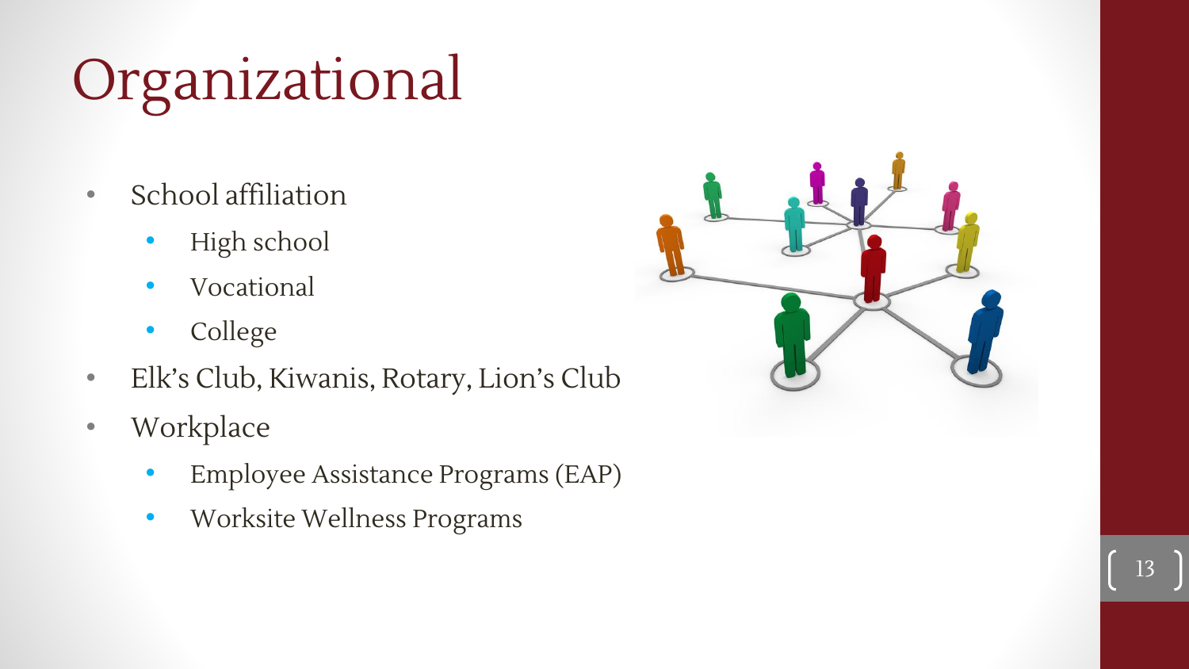# Organizational

- School affiliation
  - High school
  - Vocational
  - College
- Elk's Club, Kiwanis, Rotary, Lion's Club
- Workplace
  - Employee Assistance Programs (EAP)
  - Worksite Wellness Programs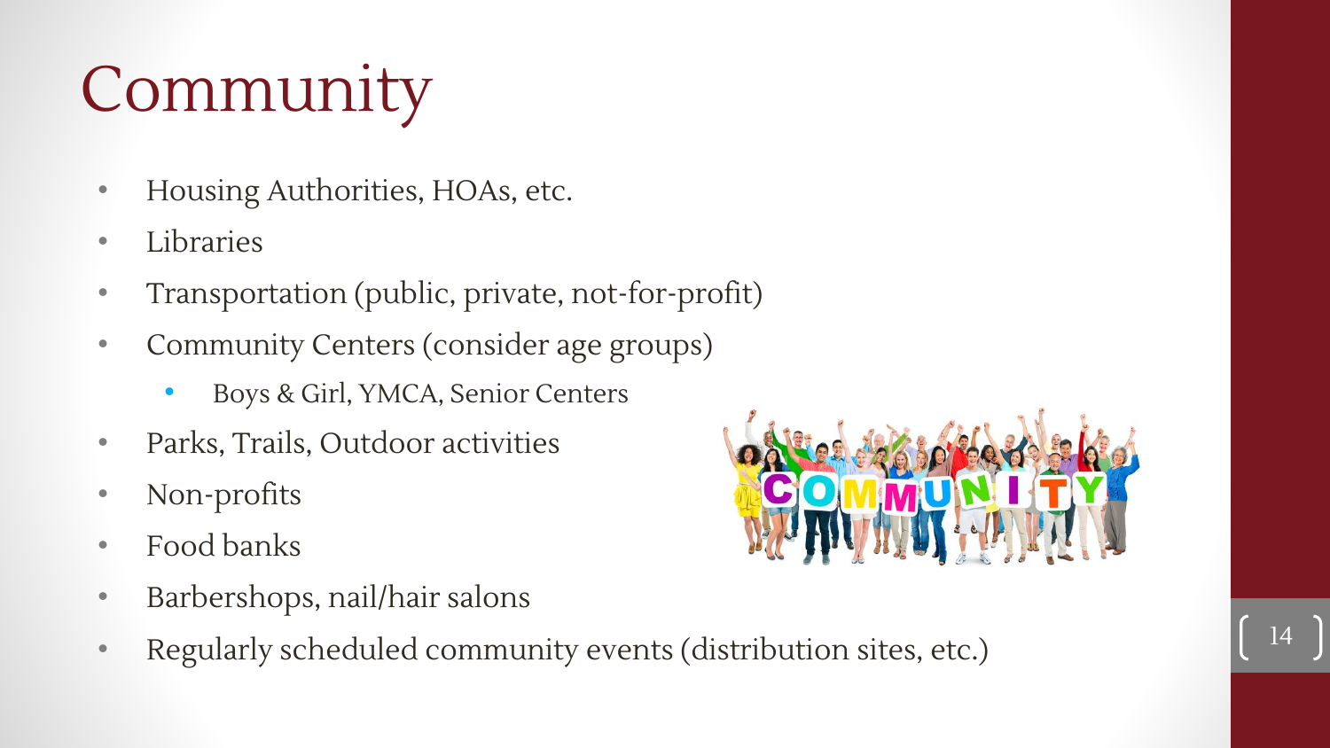# Community

- Housing Authorities, HOAs, etc.
- Libraries
- Transportation (public, private, not-for-profit)
- Community Centers (consider age groups)
  - Boys & Girl, YMCA, Senior Centers
- Parks, Trails, Outdoor activities
- Non-profits
- Food banks
- Barbershops, nail/hair salons
- Regularly scheduled community events (distribution sites, etc.)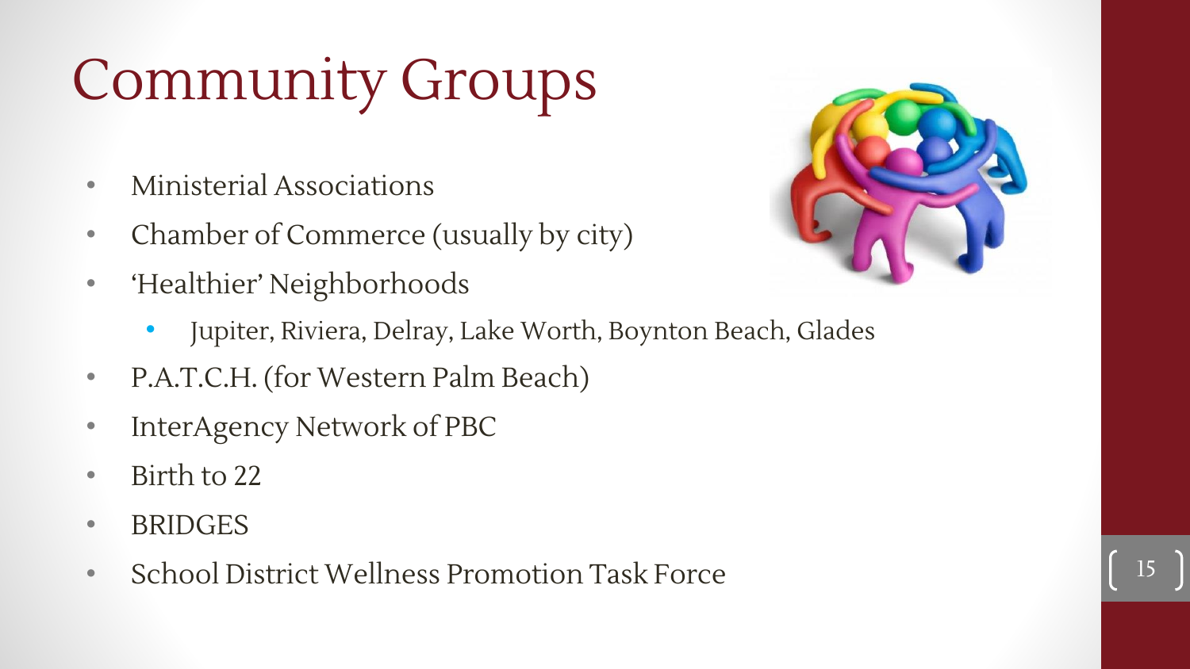# Community Groups

- Ministerial Associations
- Chamber of Commerce (usually by city)
- 'Healthier' Neighborhoods
  - Jupiter, Riviera, Delray, Lake Worth, Boynton Beach, Glades
- P.A.T.C.H. (for Western Palm Beach)
- InterAgency Network of PBC
- Birth to 22
- BRIDGES
- School District Wellness Promotion Task Force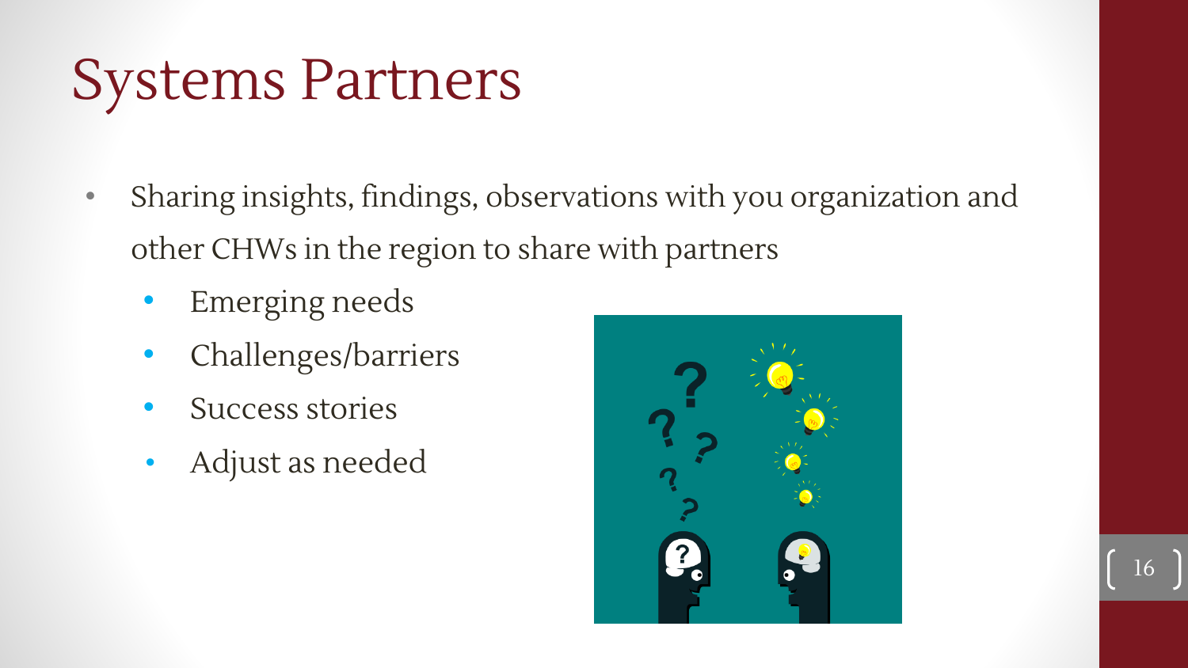# Systems Partners

- Sharing insights, findings, observations with you organization and other CHWs in the region to share with partners
  - Emerging needs
  - Challenges/barriers
  - Success stories
  - Adjust as needed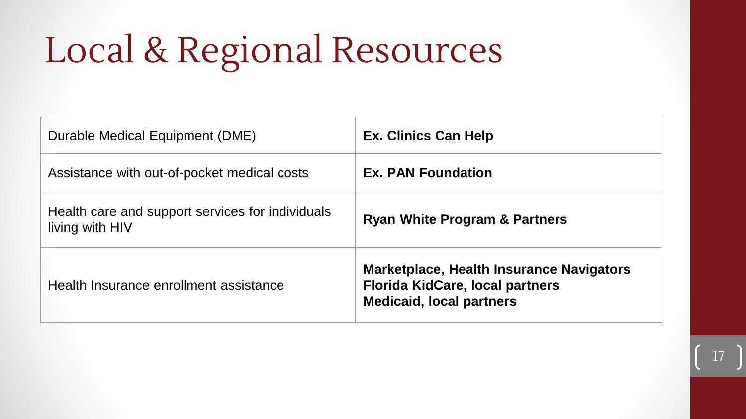# Local & Regional Resources

| | |
|---|---|
| Durable Medical Equipment (DME) | **Ex. Clinics Can Help** |
| Assistance with out-of-pocket medical costs | **Ex. PAN Foundation** |
| Health care and support services for individuals living with HIV | **Ryan White Program & Partners** |
| Health Insurance enrollment assistance | **Marketplace, Health Insurance Navigators**<br>**Florida KidCare, local partners**<br>**Medicaid, local partners** |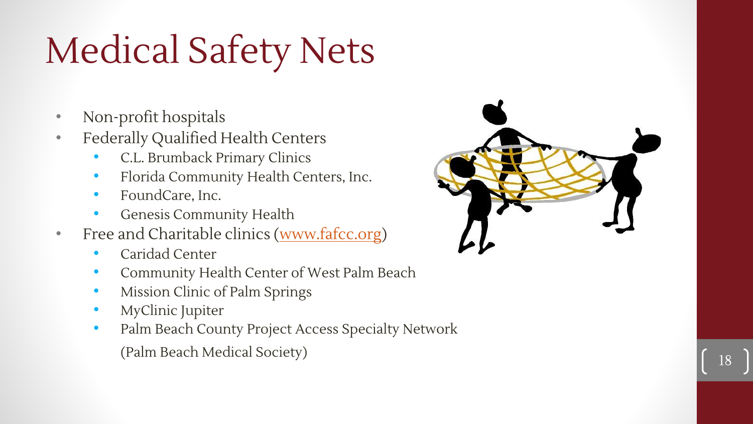# Medical Safety Nets

- Non-profit hospitals
- Federally Qualified Health Centers
  - C.L. Brumback Primary Clinics
  - Florida Community Health Centers, Inc.
  - FoundCare, Inc.
  - Genesis Community Health
- Free and Charitable clinics (www.fafcc.org)
  - Caridad Center
  - Community Health Center of West Palm Beach
  - Mission Clinic of Palm Springs
  - MyClinic Jupiter
  - Palm Beach County Project Access Specialty Network (Palm Beach Medical Society)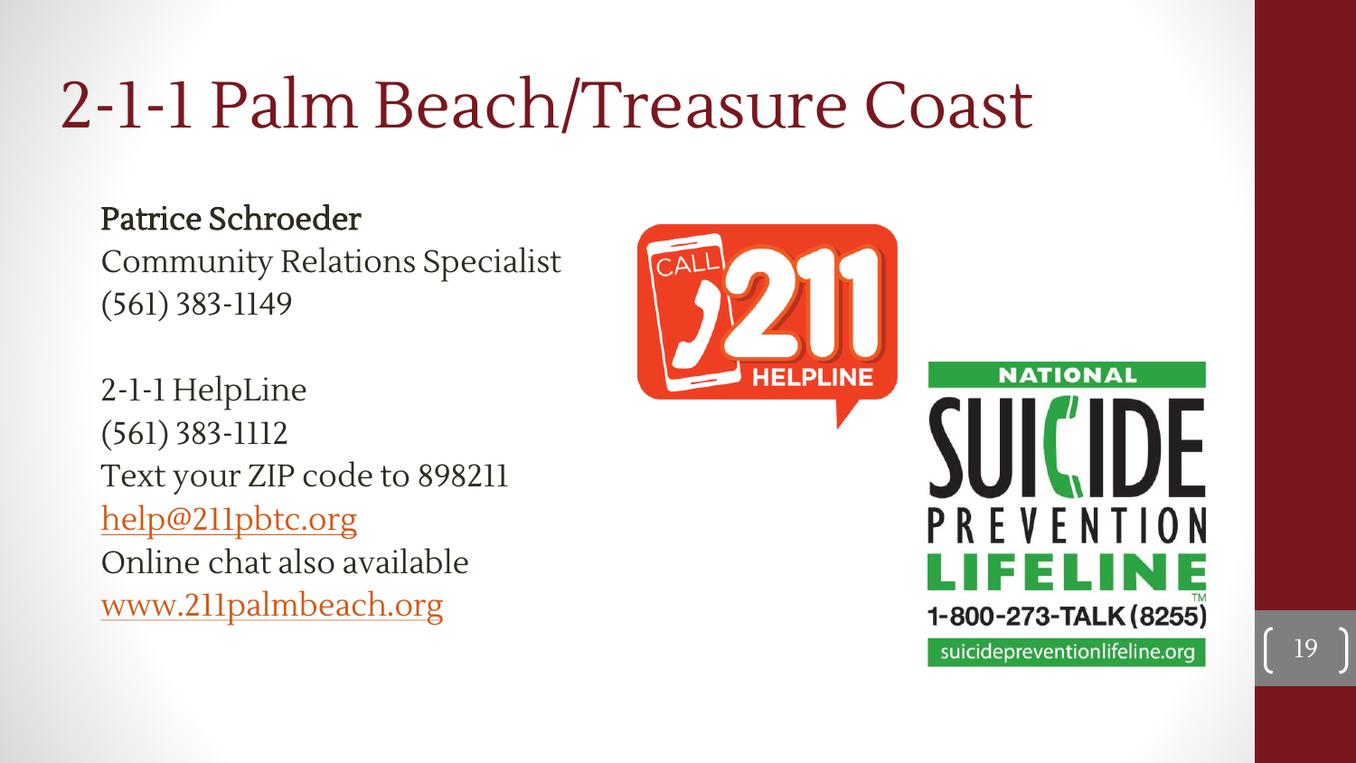# 2-1-1 Palm Beach/Treasure Coast

Patrice Schroeder
Community Relations Specialist
(561) 383-1149

2-1-1 HelpLine
(561) 383-1112
Text your ZIP code to 898211
help@211pbtc.org
Online chat also available
www.211palmbeach.org

CALL 211 HELPLINE

NATIONAL SUICIDE PREVENTION LIFELINE
1-800-273-TALK (8255)
suicidepreventionlifeline.org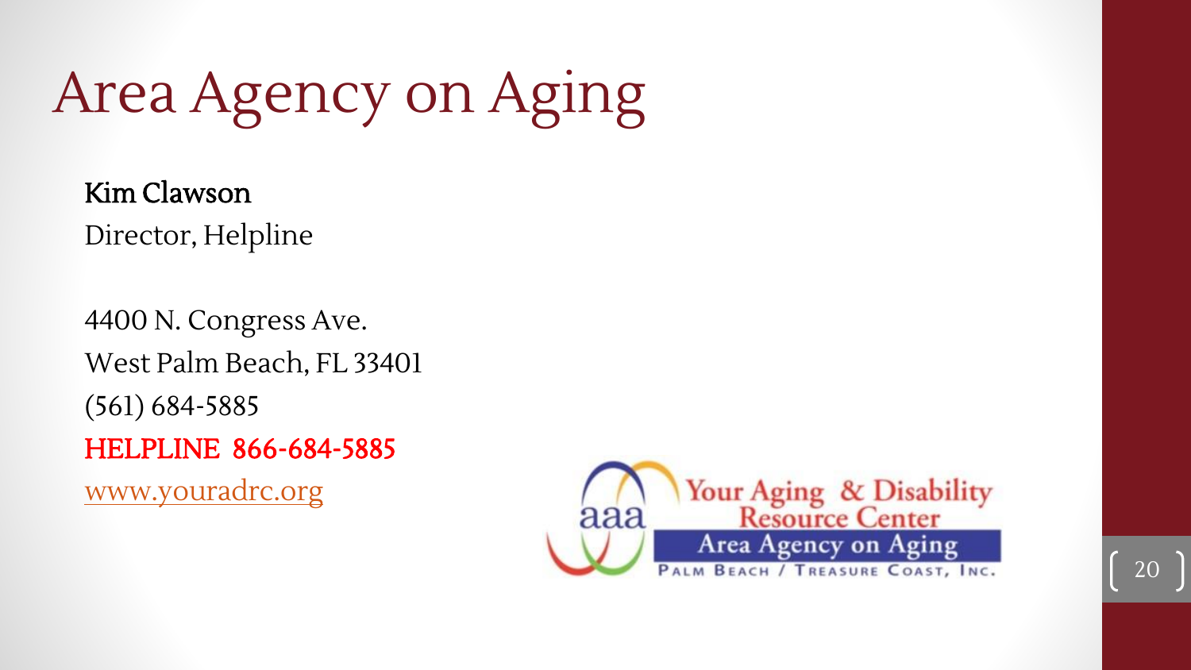# Area Agency on Aging

**Kim Clawson**

Director, Helpline

4400 N. Congress Ave.

West Palm Beach, FL 33401

(561) 684-5885

HELPLINE 866-684-5885

www.youradrc.org

aaa Your Aging & Disability Resource Center

Area Agency on Aging

Palm Beach / Treasure Coast, Inc.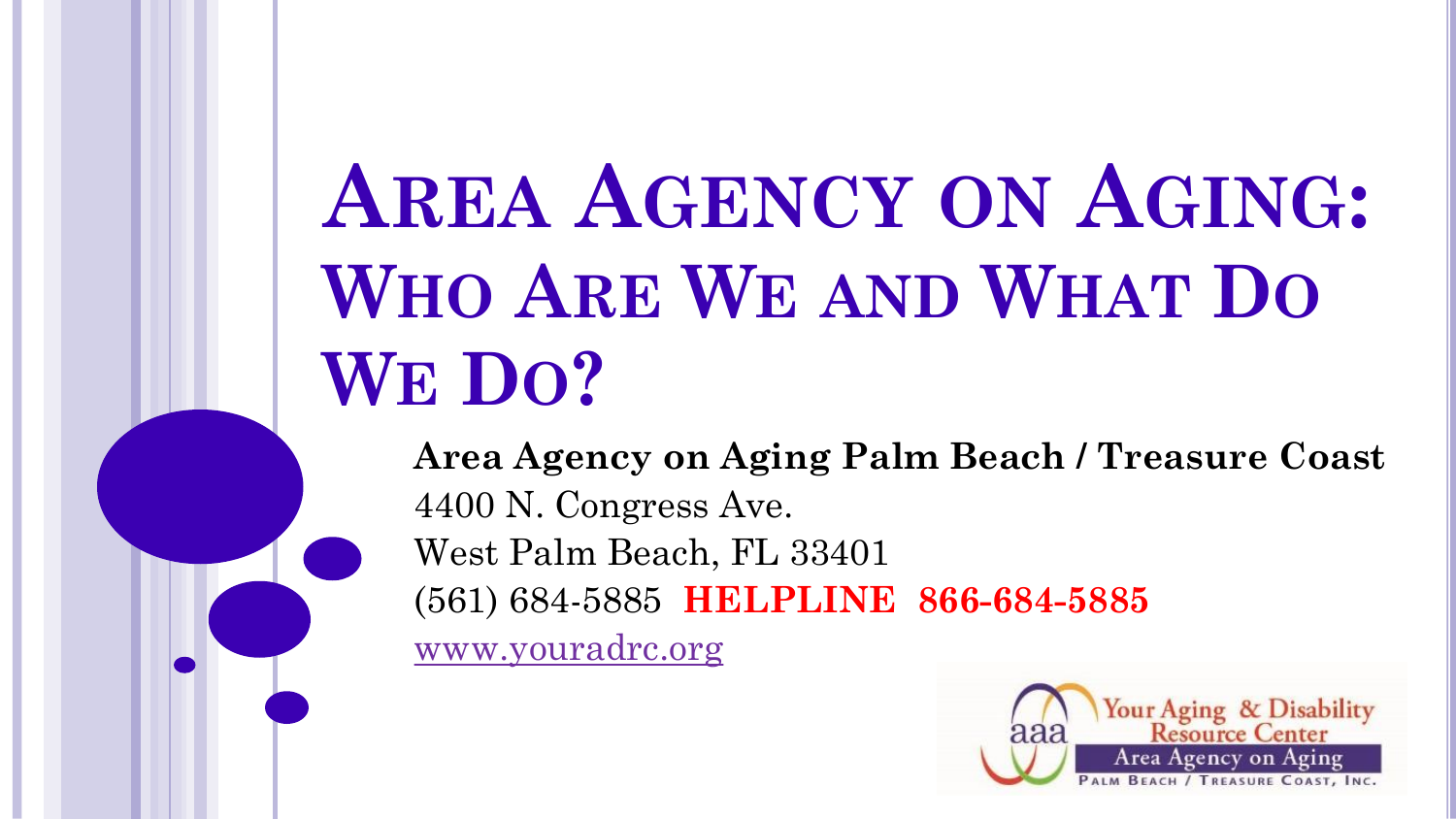# Area Agency on Aging: Who Are We and What Do We Do?

**Area Agency on Aging Palm Beach / Treasure Coast**

4400 N. Congress Ave.

West Palm Beach, FL 33401

(561) 684-5885 **HELPLINE 866-684-5885**

www.youradrc.org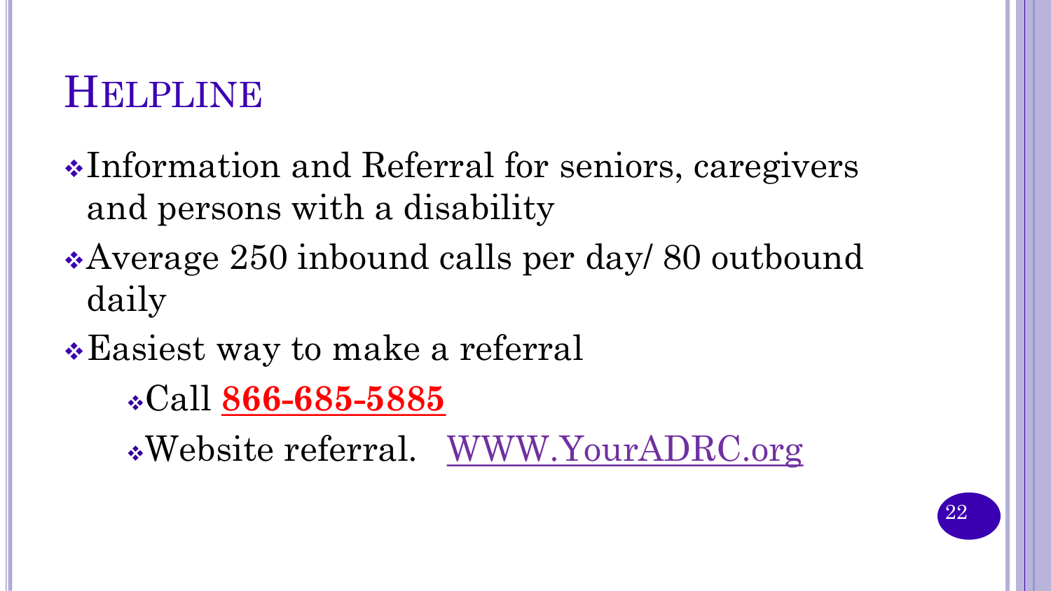# Helpline

- Information and Referral for seniors, caregivers and persons with a disability
- Average 250 inbound calls per day/ 80 outbound daily
- Easiest way to make a referral
  - Call **866-685-5885**
  - Website referral. WWW.YourADRC.org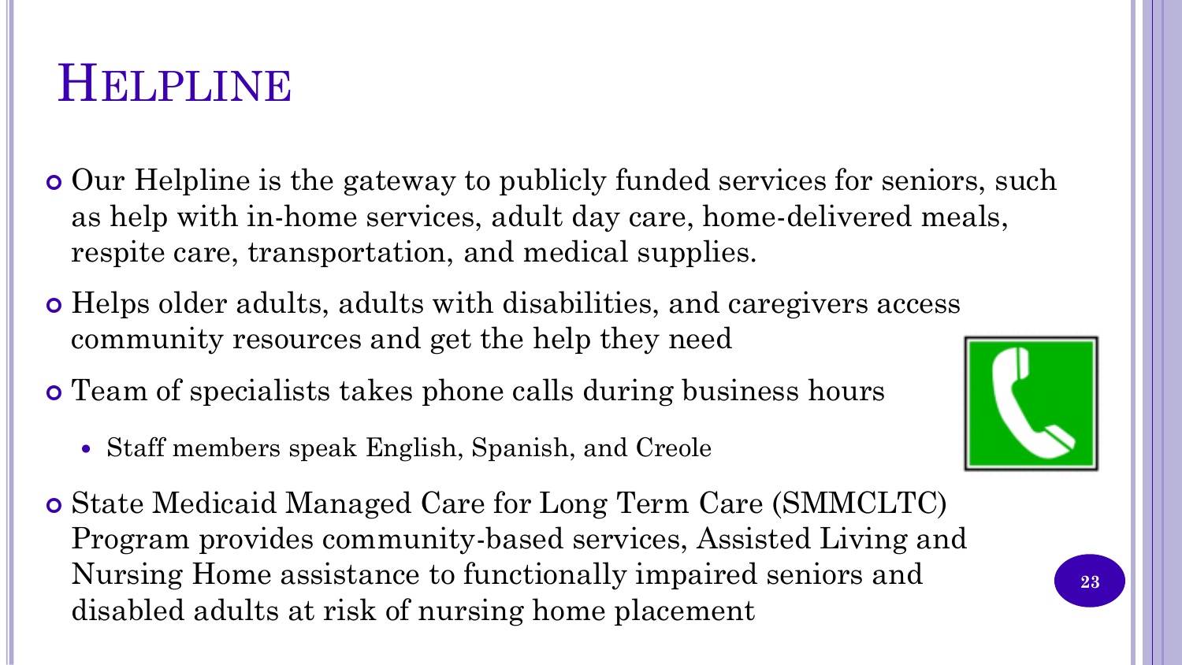# Helpline

- Our Helpline is the gateway to publicly funded services for seniors, such as help with in-home services, adult day care, home-delivered meals, respite care, transportation, and medical supplies.
- Helps older adults, adults with disabilities, and caregivers access community resources and get the help they need
- Team of specialists takes phone calls during business hours
  - Staff members speak English, Spanish, and Creole
- State Medicaid Managed Care for Long Term Care (SMMCLTC) Program provides community-based services, Assisted Living and Nursing Home assistance to functionally impaired seniors and disabled adults at risk of nursing home placement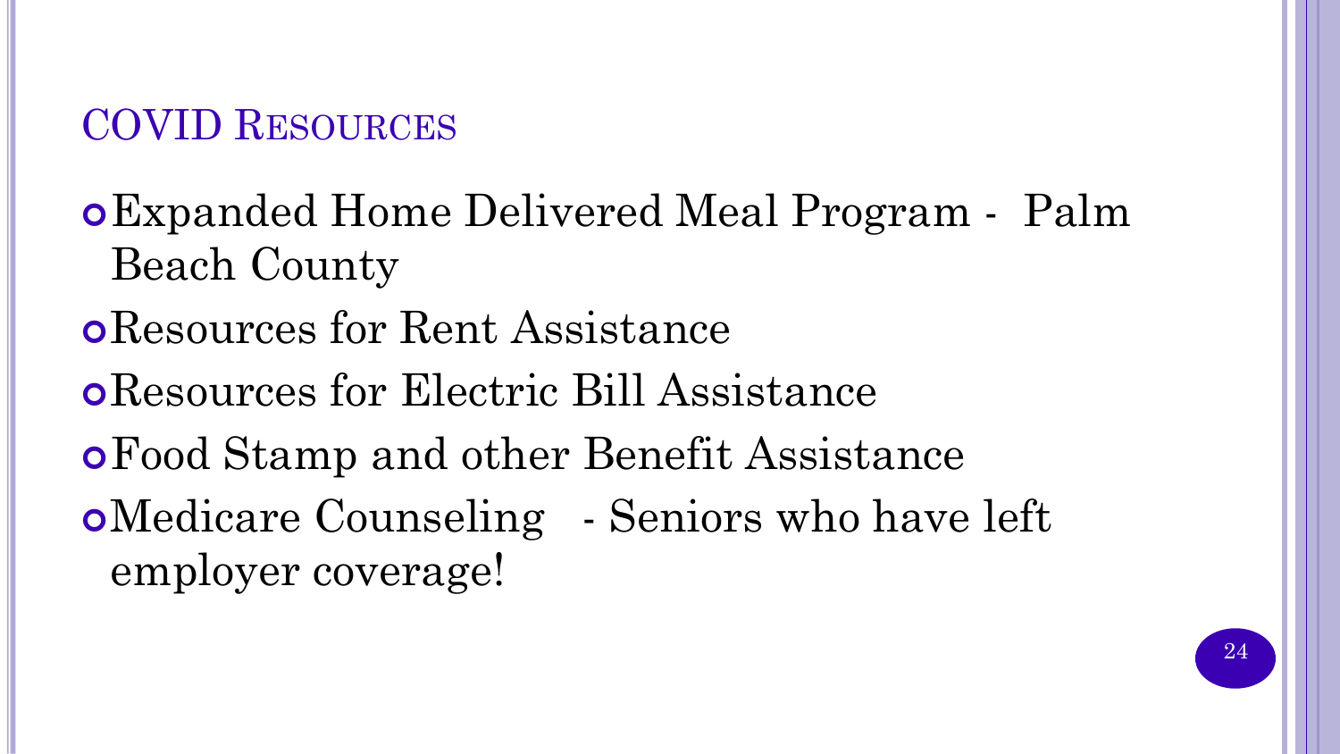## COVID Resources

- Expanded Home Delivered Meal Program - Palm Beach County
- Resources for Rent Assistance
- Resources for Electric Bill Assistance
- Food Stamp and other Benefit Assistance
- Medicare Counseling - Seniors who have left employer coverage!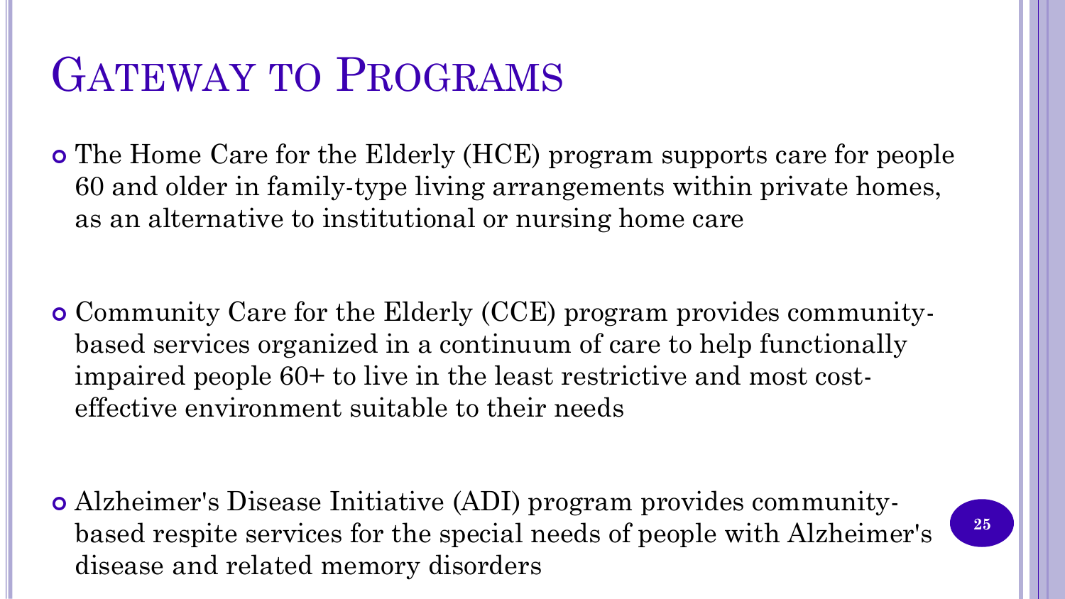# Gateway to Programs

- The Home Care for the Elderly (HCE) program supports care for people 60 and older in family-type living arrangements within private homes, as an alternative to institutional or nursing home care

- Community Care for the Elderly (CCE) program provides community-based services organized in a continuum of care to help functionally impaired people 60+ to live in the least restrictive and most cost-effective environment suitable to their needs

- Alzheimer's Disease Initiative (ADI) program provides community-based respite services for the special needs of people with Alzheimer's disease and related memory disorders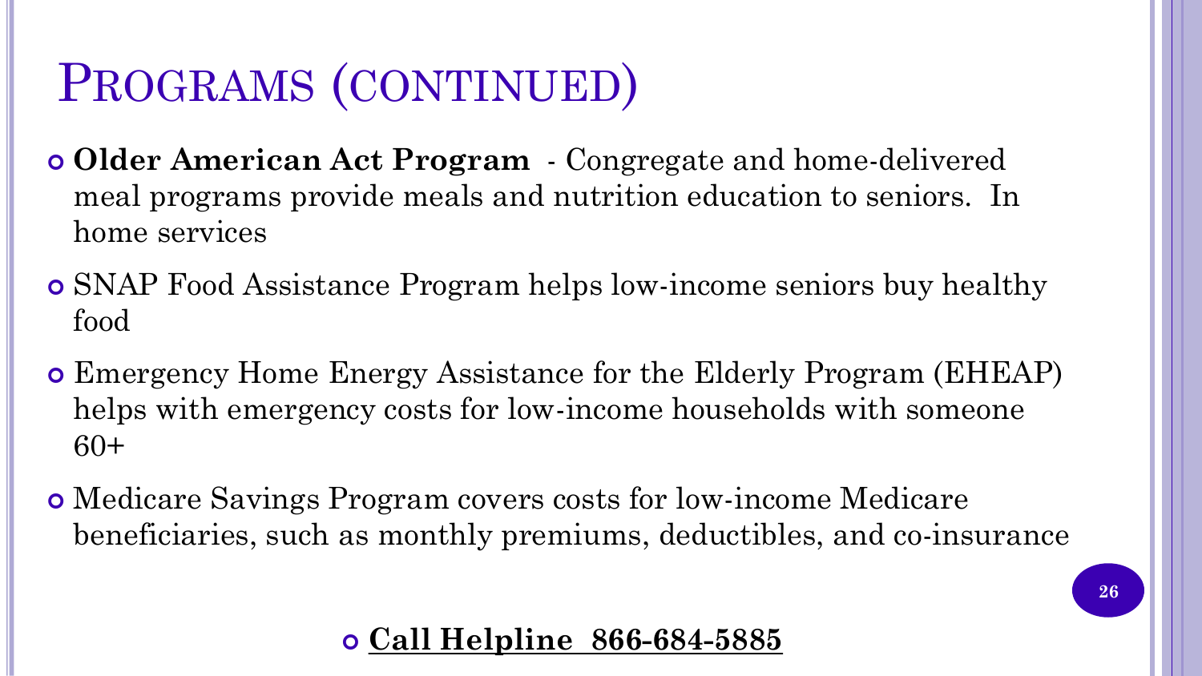# Programs (continued)

- **Older American Act Program** - Congregate and home-delivered meal programs provide meals and nutrition education to seniors. In home services
- SNAP Food Assistance Program helps low-income seniors buy healthy food
- Emergency Home Energy Assistance for the Elderly Program (EHEAP) helps with emergency costs for low-income households with someone 60+
- Medicare Savings Program covers costs for low-income Medicare beneficiaries, such as monthly premiums, deductibles, and co-insurance

- **Call Helpline 866-684-5885**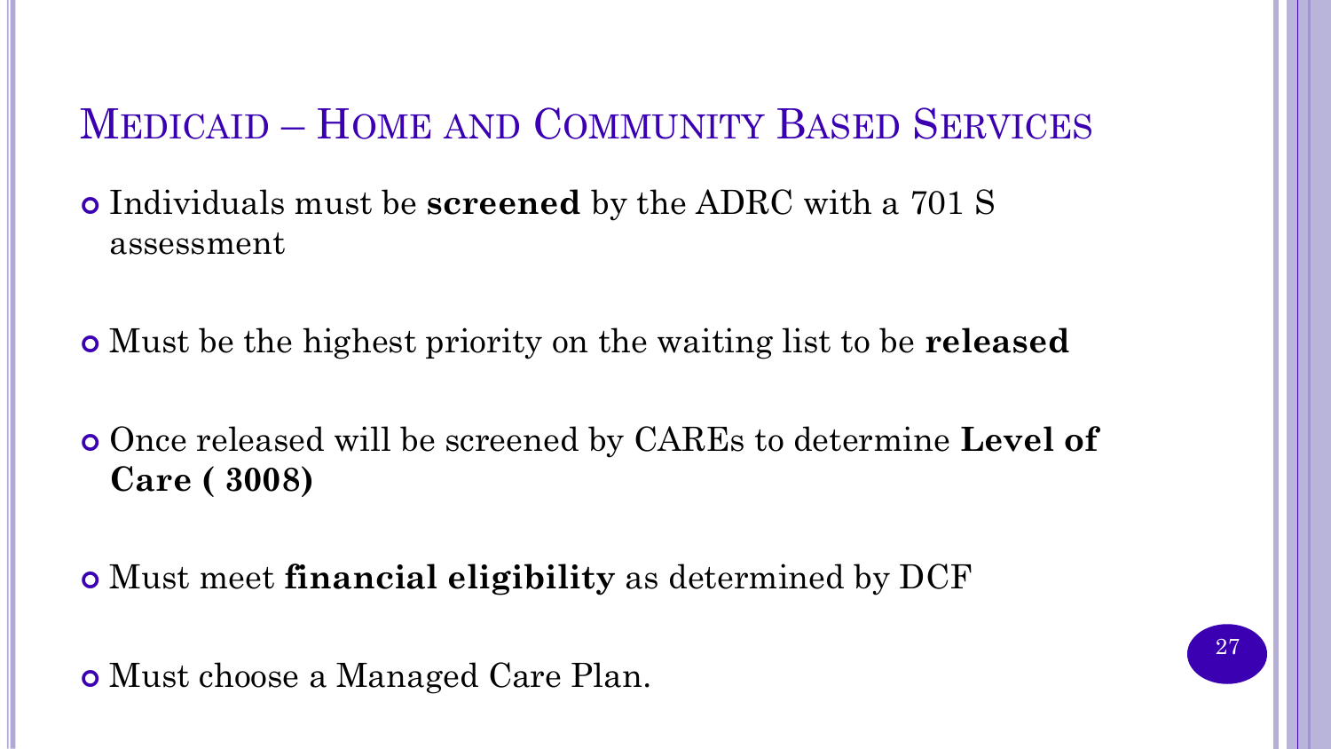# Medicaid – Home and Community Based Services

- Individuals must be **screened** by the ADRC with a 701 S assessment
- Must be the highest priority on the waiting list to be **released**
- Once released will be screened by CAREs to determine **Level of Care ( 3008)**
- Must meet **financial eligibility** as determined by DCF
- Must choose a Managed Care Plan.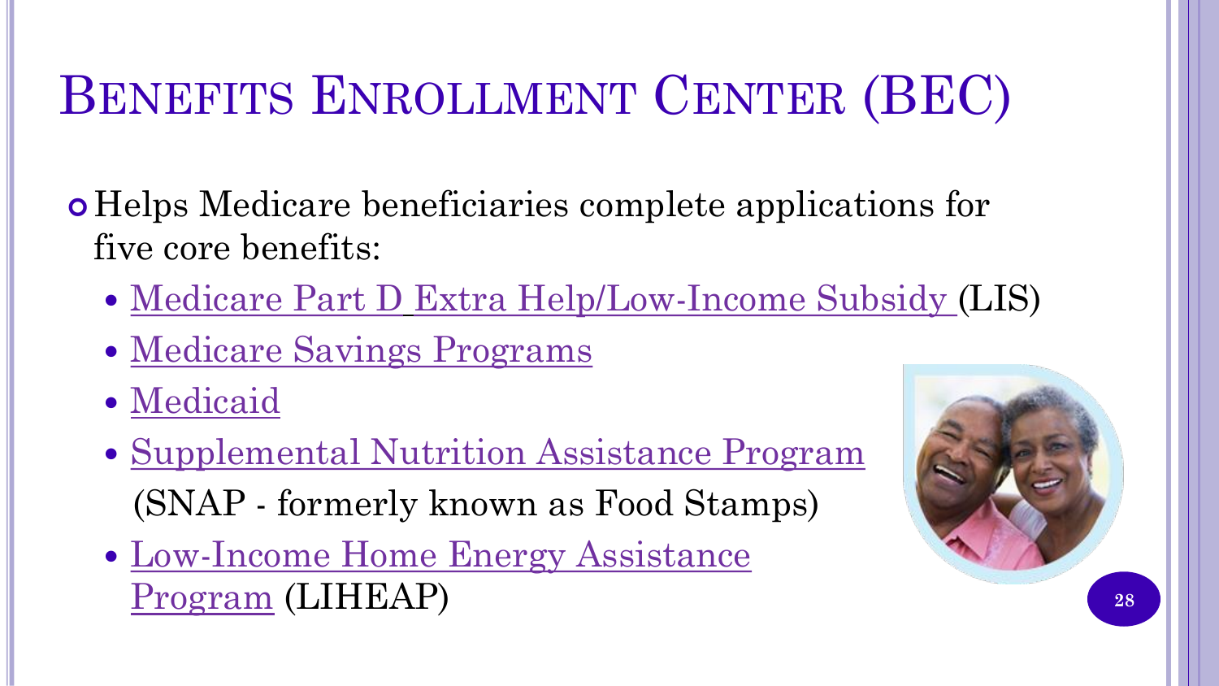# Benefits Enrollment Center (BEC)

- Helps Medicare beneficiaries complete applications for five core benefits:
  - Medicare Part D Extra Help/Low-Income Subsidy (LIS)
  - Medicare Savings Programs
  - Medicaid
  - Supplemental Nutrition Assistance Program (SNAP - formerly known as Food Stamps)
  - Low-Income Home Energy Assistance Program (LIHEAP)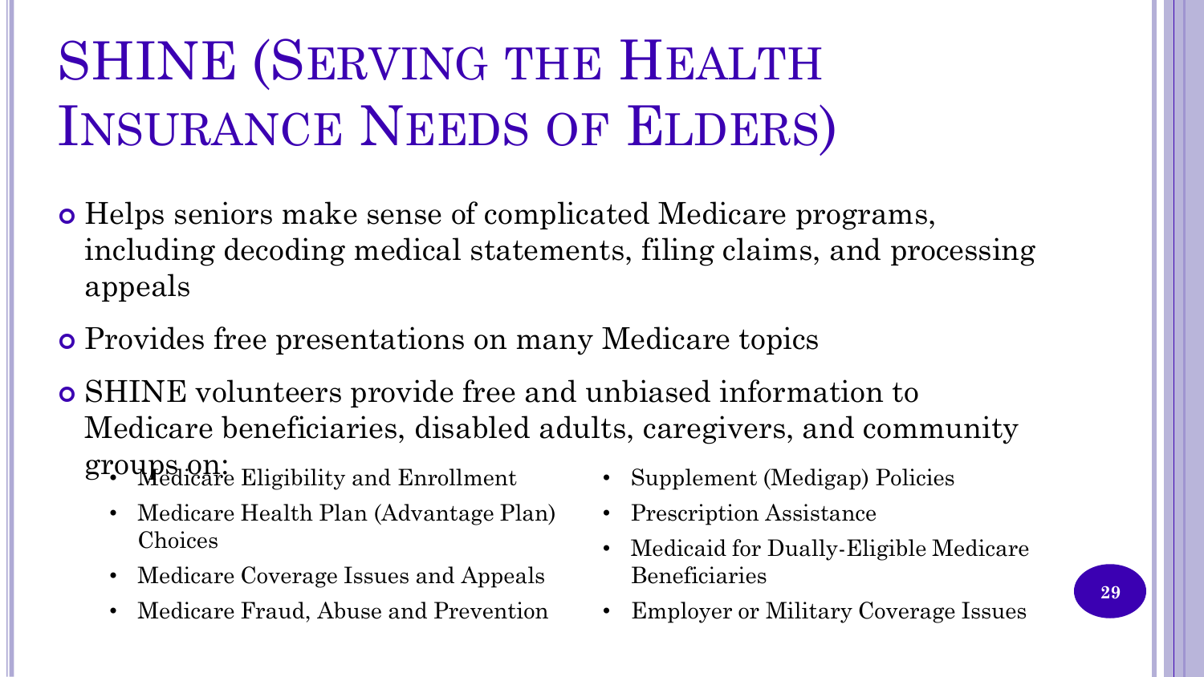# SHINE (Serving the Health Insurance Needs of Elders)

- Helps seniors make sense of complicated Medicare programs, including decoding medical statements, filing claims, and processing appeals
- Provides free presentations on many Medicare topics
- SHINE volunteers provide free and unbiased information to Medicare beneficiaries, disabled adults, caregivers, and community groups on:
  - Medicare Eligibility and Enrollment
  - Medicare Health Plan (Advantage Plan) Choices
  - Medicare Coverage Issues and Appeals
  - Medicare Fraud, Abuse and Prevention
  - Supplement (Medigap) Policies
  - Prescription Assistance
  - Medicaid for Dually-Eligible Medicare Beneficiaries
  - Employer or Military Coverage Issues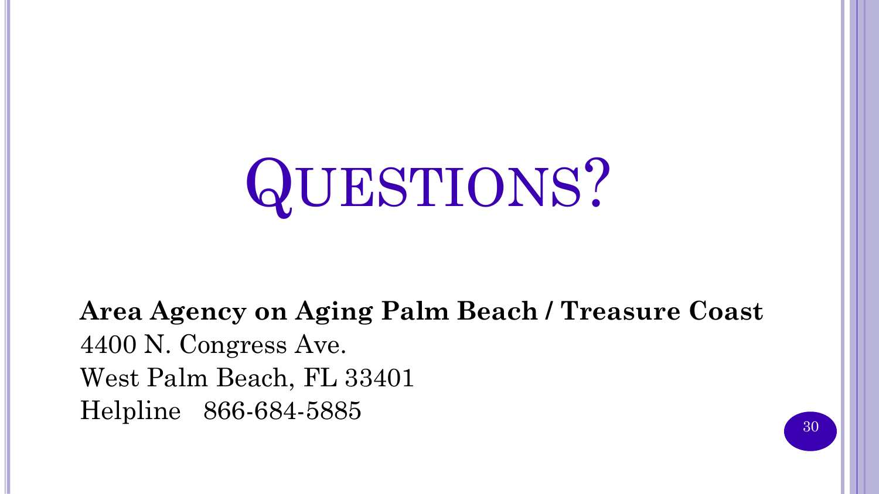# QUESTIONS?

**Area Agency on Aging Palm Beach / Treasure Coast**
4400 N. Congress Ave.
West Palm Beach, FL 33401
Helpline 866-684-5885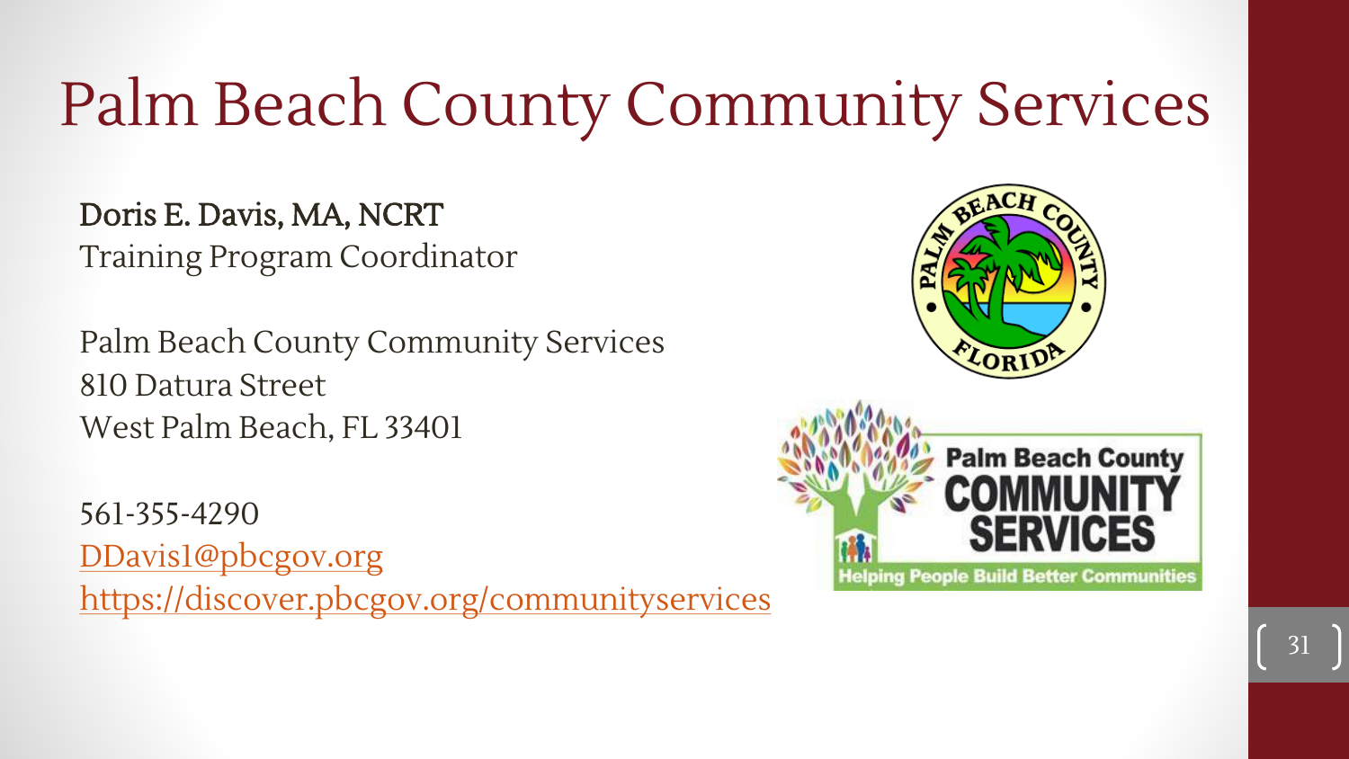# Palm Beach County Community Services

**Doris E. Davis, MA, NCRT**
Training Program Coordinator

Palm Beach County Community Services
810 Datura Street
West Palm Beach, FL 33401

561-355-4290
DDavis1@pbcgov.org
https://discover.pbcgov.org/communityservices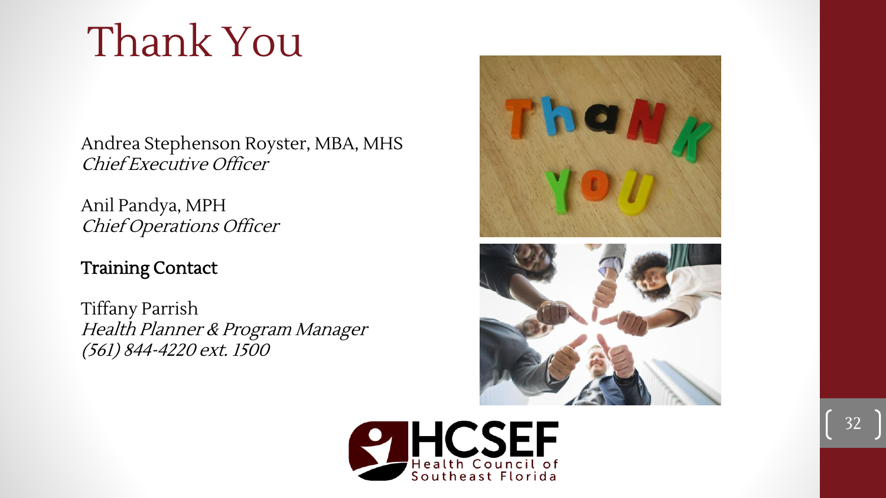# Thank You

Andrea Stephenson Royster, MBA, MHS
*Chief Executive Officer*

Anil Pandya, MPH
*Chief Operations Officer*

**Training Contact**

Tiffany Parrish
*Health Planner & Program Manager*
*(561) 844-4220 ext. 1500*

HCSEF
Health Council of Southeast Florida